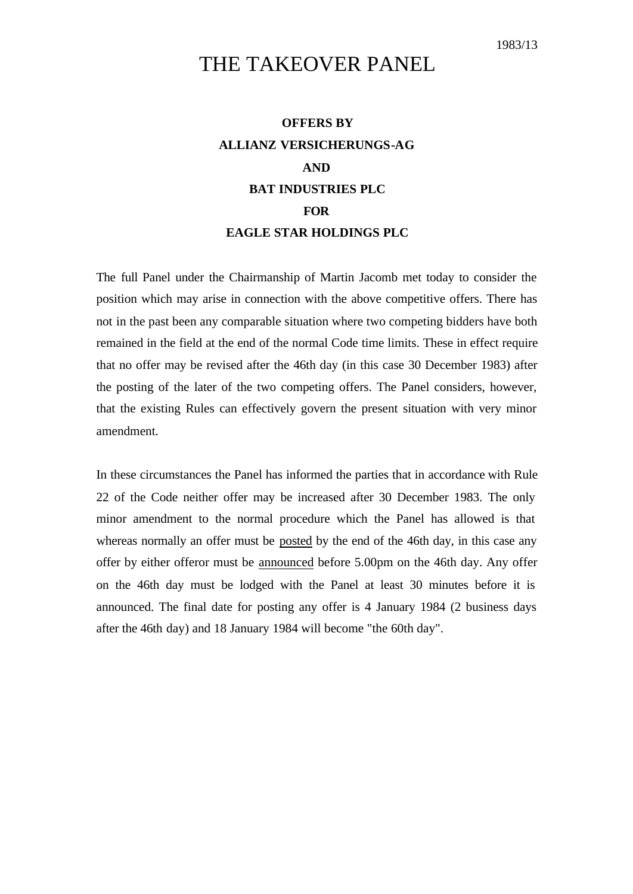1983/13

# THE TAKEOVER PANEL

**OFFERS BY**

**ALLIANZ VERSICHERUNGS-AG**

**AND**

**BAT INDUSTRIES PLC**

**FOR**

**EAGLE STAR HOLDINGS PLC**

The full Panel under the Chairmanship of Martin Jacomb met today to consider the position which may arise in connection with the above competitive offers. There has not in the past been any comparable situation where two competing bidders have both remained in the field at the end of the normal Code time limits. These in effect require that no offer may be revised after the 46th day (in this case 30 December 1983) after the posting of the later of the two competing offers. The Panel considers, however, that the existing Rules can effectively govern the present situation with very minor amendment.

In these circumstances the Panel has informed the parties that in accordance with Rule 22 of the Code neither offer may be increased after 30 December 1983. The only minor amendment to the normal procedure which the Panel has allowed is that whereas normally an offer must be <u>posted</u> by the end of the 46th day, in this case any offer by either offeror must be <u>announced</u> before 5.00pm on the 46th day. Any offer on the 46th day must be lodged with the Panel at least 30 minutes before it is announced. The final date for posting any offer is 4 January 1984 (2 business days after the 46th day) and 18 January 1984 will become "the 60th day".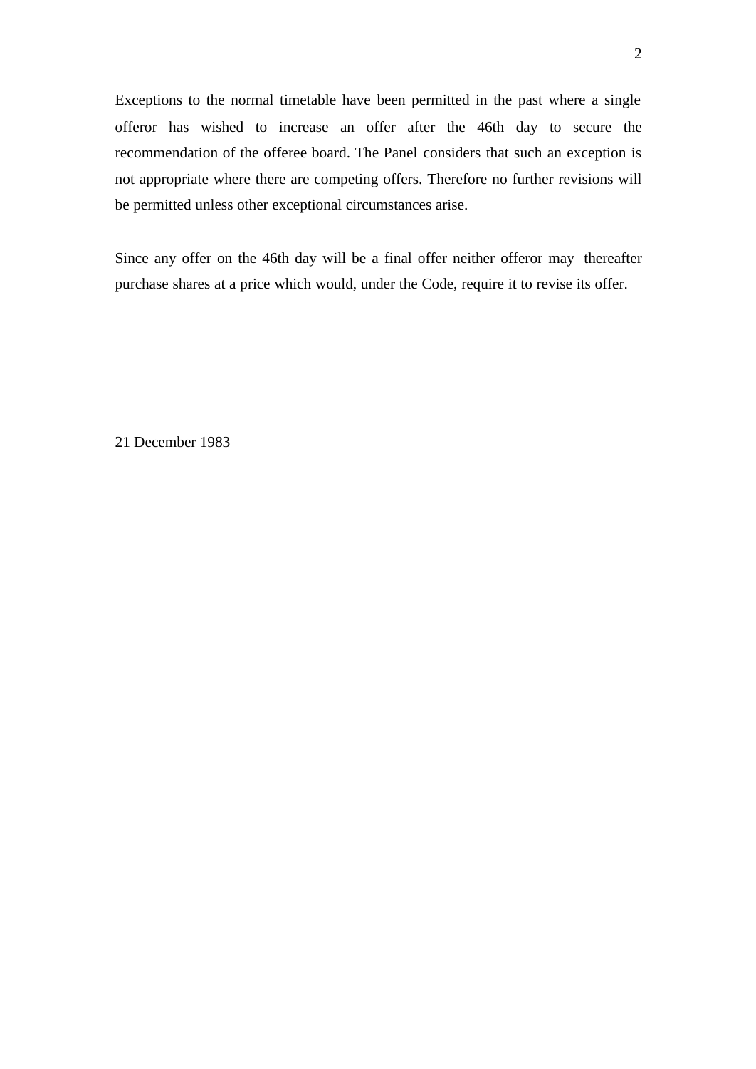Exceptions to the normal timetable have been permitted in the past where a single offeror has wished to increase an offer after the 46th day to secure the recommendation of the offeree board. The Panel considers that such an exception is not appropriate where there are competing offers. Therefore no further revisions will be permitted unless other exceptional circumstances arise.

Since any offer on the 46th day will be a final offer neither offeror may thereafter purchase shares at a price which would, under the Code, require it to revise its offer.

21 December 1983